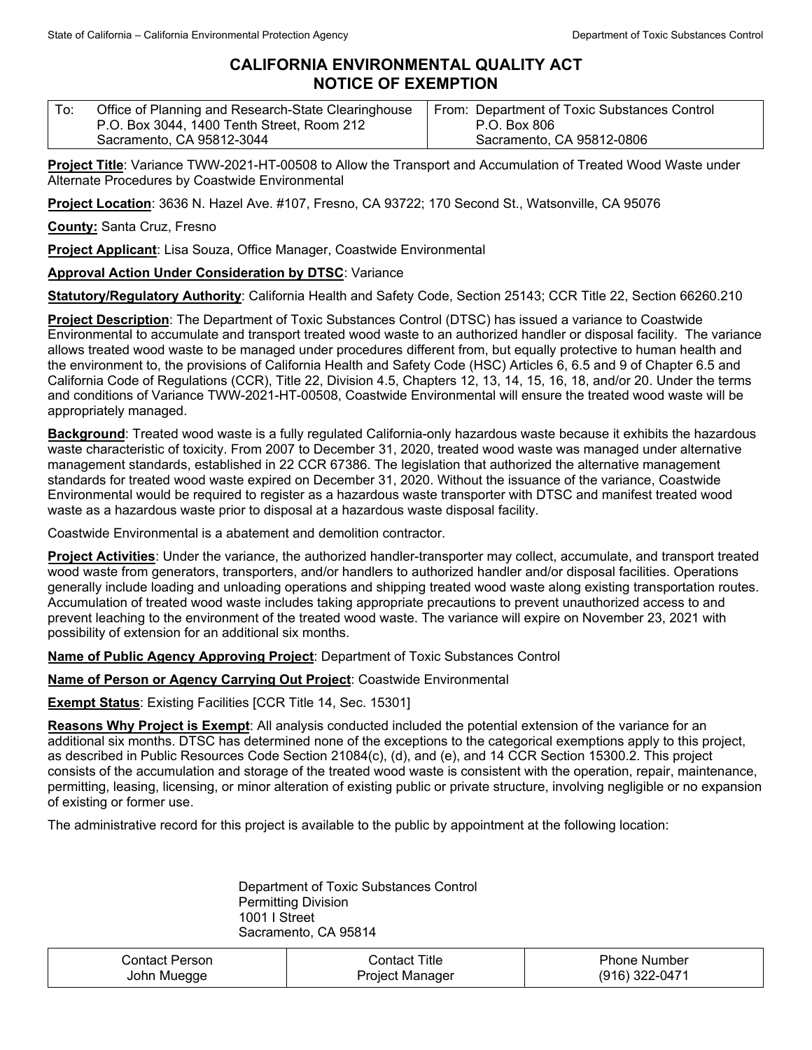State of California – California Environmental Protection Agency | Department of Toxic Substances Control

# CALIFORNIA ENVIRONMENTAL QUALITY ACT NOTICE OF EXEMPTION

| To: Office of Planning and Research-State Clearinghouse<br>P.O. Box 3044, 1400 Tenth Street, Room 212<br>Sacramento, CA 95812-3044 | From: Department of Toxic Substances Control<br>P.O. Box 806<br>Sacramento, CA 95812-0806 |
|---|---|

**Project Title**: Variance TWW-2021-HT-00508 to Allow the Transport and Accumulation of Treated Wood Waste under Alternate Procedures by Coastwide Environmental

**Project Location**: 3636 N. Hazel Ave. #107, Fresno, CA 93722; 170 Second St., Watsonville, CA 95076

**County:** Santa Cruz, Fresno

**Project Applicant**: Lisa Souza, Office Manager, Coastwide Environmental

**Approval Action Under Consideration by DTSC**: Variance

**Statutory/Regulatory Authority**: California Health and Safety Code, Section 25143; CCR Title 22, Section 66260.210

**Project Description**: The Department of Toxic Substances Control (DTSC) has issued a variance to Coastwide Environmental to accumulate and transport treated wood waste to an authorized handler or disposal facility. The variance allows treated wood waste to be managed under procedures different from, but equally protective to human health and the environment to, the provisions of California Health and Safety Code (HSC) Articles 6, 6.5 and 9 of Chapter 6.5 and California Code of Regulations (CCR), Title 22, Division 4.5, Chapters 12, 13, 14, 15, 16, 18, and/or 20. Under the terms and conditions of Variance TWW-2021-HT-00508, Coastwide Environmental will ensure the treated wood waste will be appropriately managed.

**Background**: Treated wood waste is a fully regulated California-only hazardous waste because it exhibits the hazardous waste characteristic of toxicity. From 2007 to December 31, 2020, treated wood waste was managed under alternative management standards, established in 22 CCR 67386. The legislation that authorized the alternative management standards for treated wood waste expired on December 31, 2020. Without the issuance of the variance, Coastwide Environmental would be required to register as a hazardous waste transporter with DTSC and manifest treated wood waste as a hazardous waste prior to disposal at a hazardous waste disposal facility.

Coastwide Environmental is a abatement and demolition contractor.

**Project Activities**: Under the variance, the authorized handler-transporter may collect, accumulate, and transport treated wood waste from generators, transporters, and/or handlers to authorized handler and/or disposal facilities. Operations generally include loading and unloading operations and shipping treated wood waste along existing transportation routes. Accumulation of treated wood waste includes taking appropriate precautions to prevent unauthorized access to and prevent leaching to the environment of the treated wood waste. The variance will expire on November 23, 2021 with possibility of extension for an additional six months.

**Name of Public Agency Approving Project**: Department of Toxic Substances Control

**Name of Person or Agency Carrying Out Project**: Coastwide Environmental

**Exempt Status**: Existing Facilities [CCR Title 14, Sec. 15301]

**Reasons Why Project is Exempt**: All analysis conducted included the potential extension of the variance for an additional six months. DTSC has determined none of the exceptions to the categorical exemptions apply to this project, as described in Public Resources Code Section 21084(c), (d), and (e), and 14 CCR Section 15300.2. This project consists of the accumulation and storage of the treated wood waste is consistent with the operation, repair, maintenance, permitting, leasing, licensing, or minor alteration of existing public or private structure, involving negligible or no expansion of existing or former use.

The administrative record for this project is available to the public by appointment at the following location:

Department of Toxic Substances Control
Permitting Division
1001 I Street
Sacramento, CA 95814

| Contact Person | Contact Title | Phone Number |
|---|---|---|
| John Muegge | Project Manager | (916) 322-0471 |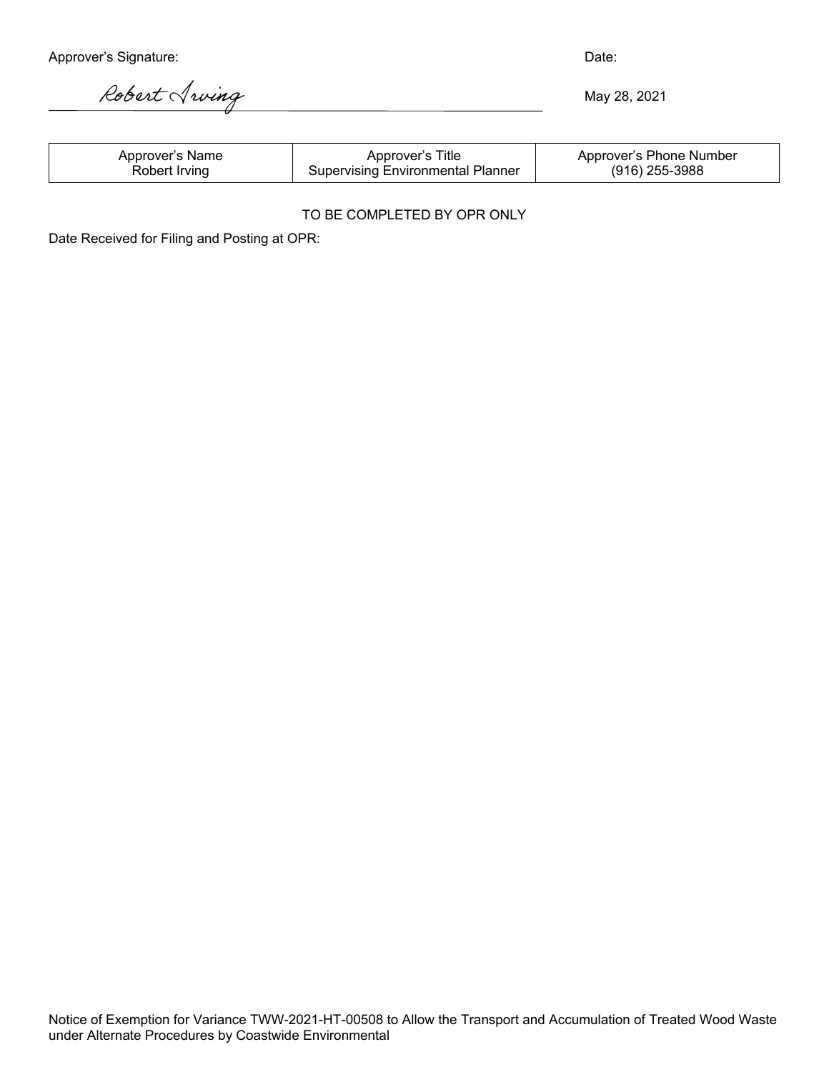Approver's Signature: Robert Irving

Date: May 28, 2021

| Approver's Name | Approver's Title | Approver's Phone Number |
| --- | --- | --- |
| Robert Irving | Supervising Environmental Planner | (916) 255-3988 |

TO BE COMPLETED BY OPR ONLY

Date Received for Filing and Posting at OPR: